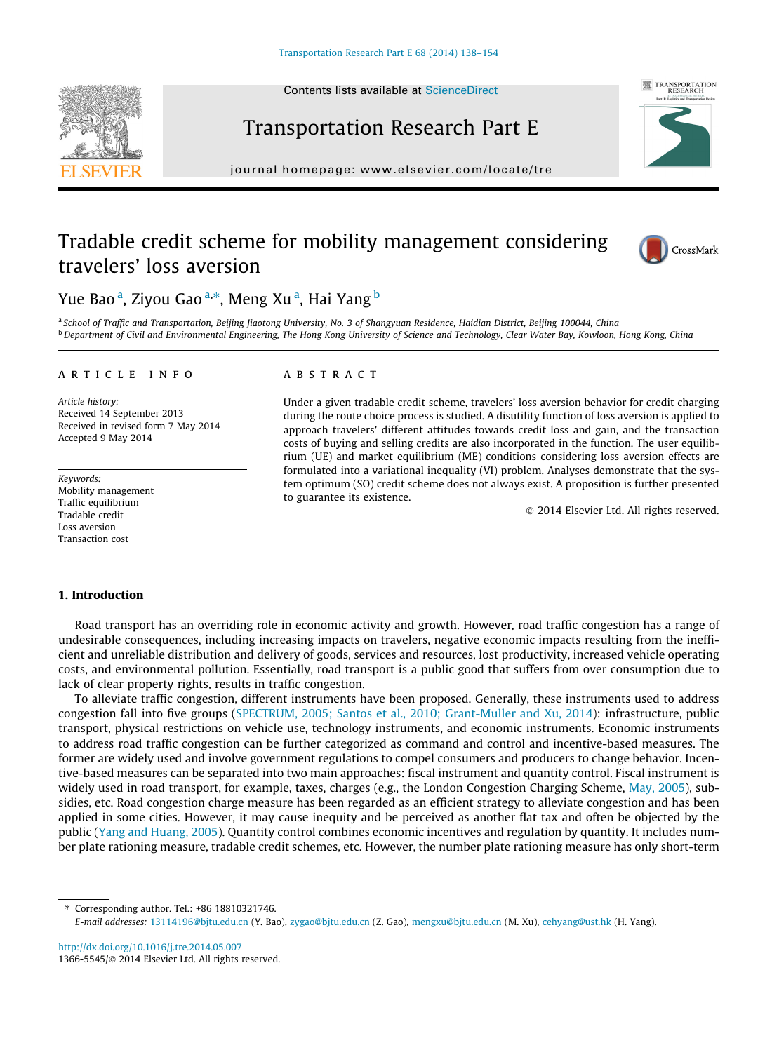# Tradable credit scheme for mobility management considering travelers' loss aversion

Yue Bao [a], Ziyou Gao [a,*], Meng Xu [a], Hai Yang [b]

[a] School of Traffic and Transportation, Beijing Jiaotong University, No. 3 of Shangyuan Residence, Haidian District, Beijing 100044, China
[b] Department of Civil and Environmental Engineering, The Hong Kong University of Science and Technology, Clear Water Bay, Kowloon, Hong Kong, China

## ARTICLE INFO

*Article history:*
Received 14 September 2013
Received in revised form 7 May 2014
Accepted 9 May 2014

*Keywords:*
Mobility management
Traffic equilibrium
Tradable credit
Loss aversion
Transaction cost

## ABSTRACT

Under a given tradable credit scheme, travelers' loss aversion behavior for credit charging during the route choice process is studied. A disutility function of loss aversion is applied to approach travelers' different attitudes towards credit loss and gain, and the transaction costs of buying and selling credits are also incorporated in the function. The user equilibrium (UE) and market equilibrium (ME) conditions considering loss aversion effects are formulated into a variational inequality (VI) problem. Analyses demonstrate that the system optimum (SO) credit scheme does not always exist. A proposition is further presented to guarantee its existence.

© 2014 Elsevier Ltd. All rights reserved.

## 1. Introduction

Road transport has an overriding role in economic activity and growth. However, road traffic congestion has a range of undesirable consequences, including increasing impacts on travelers, negative economic impacts resulting from the inefficient and unreliable distribution and delivery of goods, services and resources, lost productivity, increased vehicle operating costs, and environmental pollution. Essentially, road transport is a public good that suffers from over consumption due to lack of clear property rights, results in traffic congestion.

To alleviate traffic congestion, different instruments have been proposed. Generally, these instruments used to address congestion fall into five groups (SPECTRUM, 2005; Santos et al., 2010; Grant-Muller and Xu, 2014): infrastructure, public transport, physical restrictions on vehicle use, technology instruments, and economic instruments. Economic instruments to address road traffic congestion can be further categorized as command and control and incentive-based measures. The former are widely used and involve government regulations to compel consumers and producers to change behavior. Incentive-based measures can be separated into two main approaches: fiscal instrument and quantity control. Fiscal instrument is widely used in road transport, for example, taxes, charges (e.g., the London Congestion Charging Scheme, May, 2005), subsidies, etc. Road congestion charge measure has been regarded as an efficient strategy to alleviate congestion and has been applied in some cities. However, it may cause inequity and be perceived as another flat tax and often be objected by the public (Yang and Huang, 2005). Quantity control combines economic incentives and regulation by quantity. It includes number plate rationing measure, tradable credit schemes, etc. However, the number plate rationing measure has only short-term

---

* Corresponding author. Tel.: +86 18810321746.
*E-mail addresses:* 13114196@bjtu.edu.cn (Y. Bao), zygao@bjtu.edu.cn (Z. Gao), mengxu@bjtu.edu.cn (M. Xu), cehyang@ust.hk (H. Yang).

http://dx.doi.org/10.1016/j.tre.2014.05.007
1366-5545/© 2014 Elsevier Ltd. All rights reserved.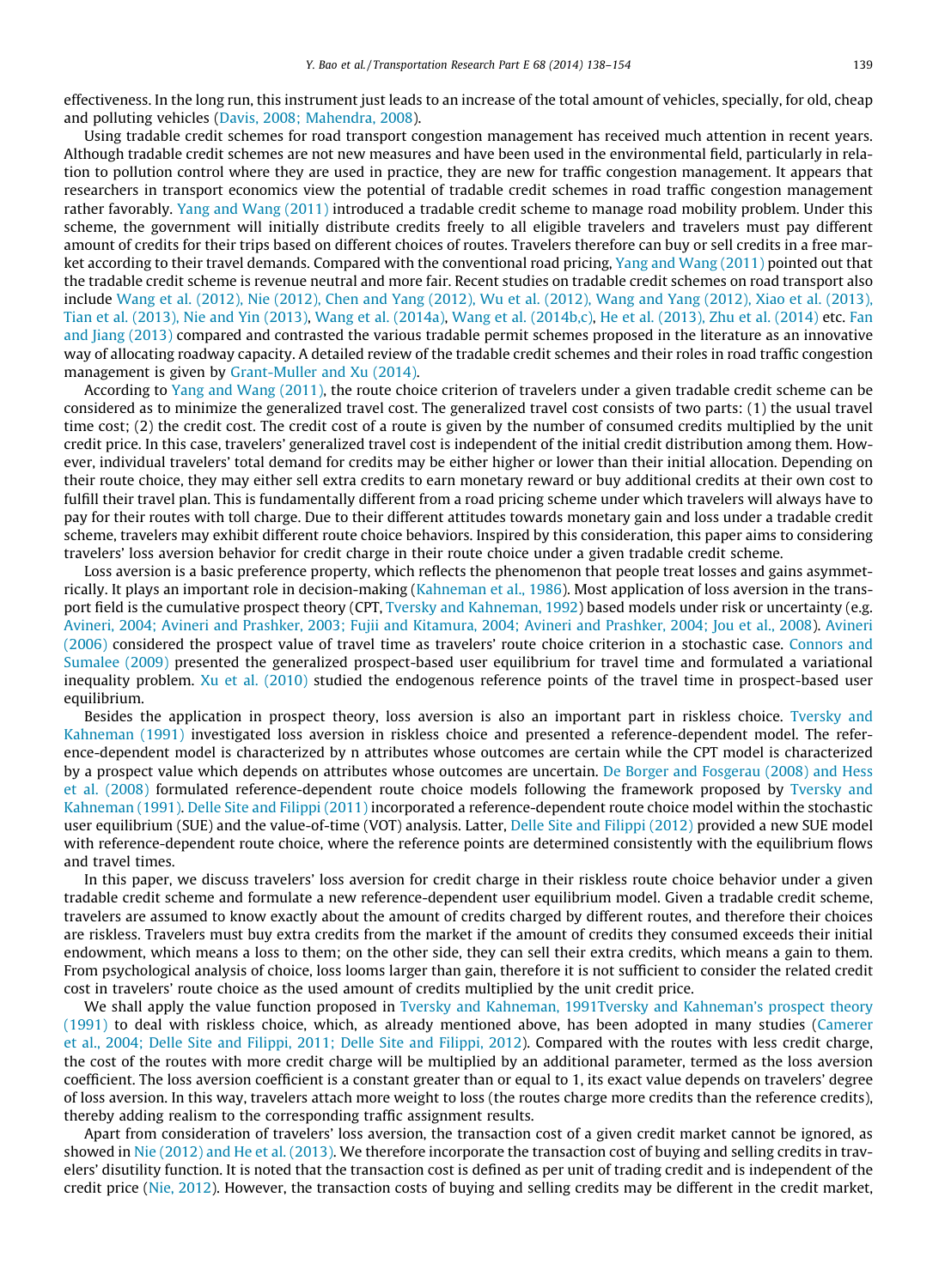effectiveness. In the long run, this instrument just leads to an increase of the total amount of vehicles, specially, for old, cheap and polluting vehicles (Davis, 2008; Mahendra, 2008).

Using tradable credit schemes for road transport congestion management has received much attention in recent years. Although tradable credit schemes are not new measures and have been used in the environmental field, particularly in relation to pollution control where they are used in practice, they are new for traffic congestion management. It appears that researchers in transport economics view the potential of tradable credit schemes in road traffic congestion management rather favorably. Yang and Wang (2011) introduced a tradable credit scheme to manage road mobility problem. Under this scheme, the government will initially distribute credits freely to all eligible travelers and travelers must pay different amount of credits for their trips based on different choices of routes. Travelers therefore can buy or sell credits in a free market according to their travel demands. Compared with the conventional road pricing, Yang and Wang (2011) pointed out that the tradable credit scheme is revenue neutral and more fair. Recent studies on tradable credit schemes on road transport also include Wang et al. (2012), Nie (2012), Chen and Yang (2012), Wu et al. (2012), Wang and Yang (2012), Xiao et al. (2013), Tian et al. (2013), Nie and Yin (2013), Wang et al. (2014a), Wang et al. (2014b,c), He et al. (2013), Zhu et al. (2014) etc. Fan and Jiang (2013) compared and contrasted the various tradable permit schemes proposed in the literature as an innovative way of allocating roadway capacity. A detailed review of the tradable credit schemes and their roles in road traffic congestion management is given by Grant-Muller and Xu (2014).

According to Yang and Wang (2011), the route choice criterion of travelers under a given tradable credit scheme can be considered as to minimize the generalized travel cost. The generalized travel cost consists of two parts: (1) the usual travel time cost; (2) the credit cost. The credit cost of a route is given by the number of consumed credits multiplied by the unit credit price. In this case, travelers' generalized travel cost is independent of the initial credit distribution among them. However, individual travelers' total demand for credits may be either higher or lower than their initial allocation. Depending on their route choice, they may either sell extra credits to earn monetary reward or buy additional credits at their own cost to fulfill their travel plan. This is fundamentally different from a road pricing scheme under which travelers will always have to pay for their routes with toll charge. Due to their different attitudes towards monetary gain and loss under a tradable credit scheme, travelers may exhibit different route choice behaviors. Inspired by this consideration, this paper aims to considering travelers' loss aversion behavior for credit charge in their route choice under a given tradable credit scheme.

Loss aversion is a basic preference property, which reflects the phenomenon that people treat losses and gains asymmetrically. It plays an important role in decision-making (Kahneman et al., 1986). Most application of loss aversion in the transport field is the cumulative prospect theory (CPT, Tversky and Kahneman, 1992) based models under risk or uncertainty (e.g. Avineri, 2004; Avineri and Prashker, 2003; Fujii and Kitamura, 2004; Avineri and Prashker, 2004; Jou et al., 2008). Avineri (2006) considered the prospect value of travel time as travelers' route choice criterion in a stochastic case. Connors and Sumalee (2009) presented the generalized prospect-based user equilibrium for travel time and formulated a variational inequality problem. Xu et al. (2010) studied the endogenous reference points of the travel time in prospect-based user equilibrium.

Besides the application in prospect theory, loss aversion is also an important part in riskless choice. Tversky and Kahneman (1991) investigated loss aversion in riskless choice and presented a reference-dependent model. The reference-dependent model is characterized by n attributes whose outcomes are certain while the CPT model is characterized by a prospect value which depends on attributes whose outcomes are uncertain. De Borger and Fosgerau (2008) and Hess et al. (2008) formulated reference-dependent route choice models following the framework proposed by Tversky and Kahneman (1991). Delle Site and Filippi (2011) incorporated a reference-dependent route choice model within the stochastic user equilibrium (SUE) and the value-of-time (VOT) analysis. Latter, Delle Site and Filippi (2012) provided a new SUE model with reference-dependent route choice, where the reference points are determined consistently with the equilibrium flows and travel times.

In this paper, we discuss travelers' loss aversion for credit charge in their riskless route choice behavior under a given tradable credit scheme and formulate a new reference-dependent user equilibrium model. Given a tradable credit scheme, travelers are assumed to know exactly about the amount of credits charged by different routes, and therefore their choices are riskless. Travelers must buy extra credits from the market if the amount of credits they consumed exceeds their initial endowment, which means a loss to them; on the other side, they can sell their extra credits, which means a gain to them. From psychological analysis of choice, loss looms larger than gain, therefore it is not sufficient to consider the related credit cost in travelers' route choice as the used amount of credits multiplied by the unit credit price.

We shall apply the value function proposed in Tversky and Kahneman, 1991Tversky and Kahneman's prospect theory (1991) to deal with riskless choice, which, as already mentioned above, has been adopted in many studies (Camerer et al., 2004; Delle Site and Filippi, 2011; Delle Site and Filippi, 2012). Compared with the routes with less credit charge, the cost of the routes with more credit charge will be multiplied by an additional parameter, termed as the loss aversion coefficient. The loss aversion coefficient is a constant greater than or equal to 1, its exact value depends on travelers' degree of loss aversion. In this way, travelers attach more weight to loss (the routes charge more credits than the reference credits), thereby adding realism to the corresponding traffic assignment results.

Apart from consideration of travelers' loss aversion, the transaction cost of a given credit market cannot be ignored, as showed in Nie (2012) and He et al. (2013). We therefore incorporate the transaction cost of buying and selling credits in travelers' disutility function. It is noted that the transaction cost is defined as per unit of trading credit and is independent of the credit price (Nie, 2012). However, the transaction costs of buying and selling credits may be different in the credit market,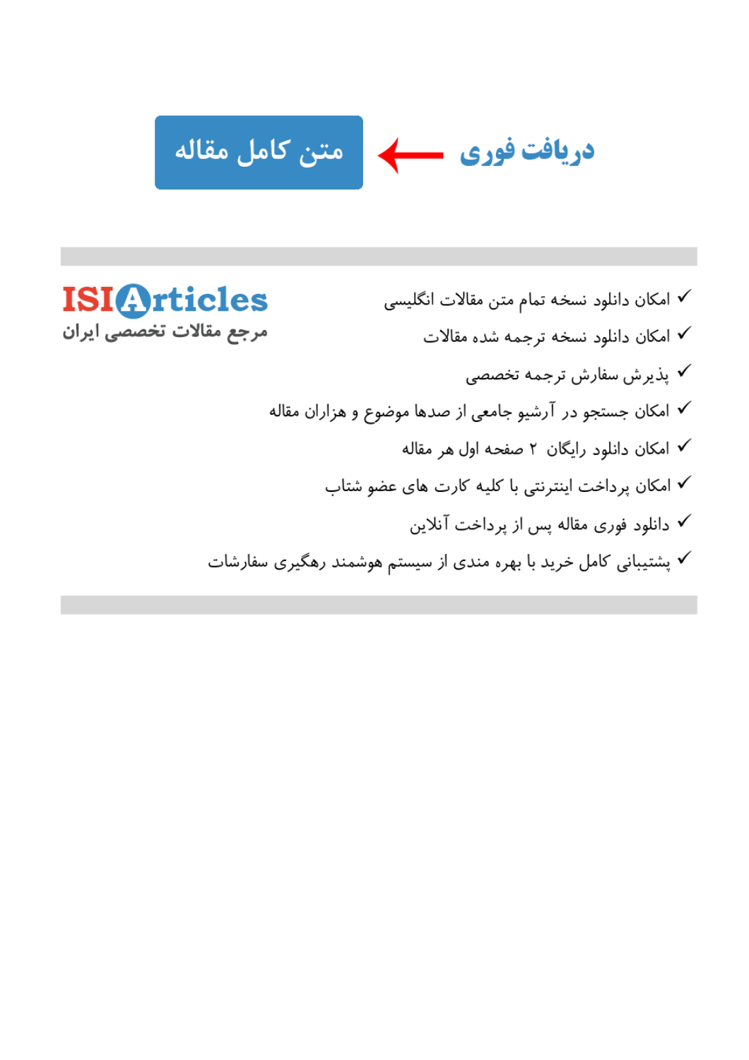متن کامل مقاله ← دریافت فوری

ISIArticles
مرجع مقالات تخصصی ایران

- ✓ امکان دانلود نسخه تمام متن مقالات انگلیسی
- ✓ امکان دانلود نسخه ترجمه شده مقالات
- ✓ پذیرش سفارش ترجمه تخصصی
- ✓ امکان جستجو در آرشیو جامعی از صدها موضوع و هزاران مقاله
- ✓ امکان دانلود رایگان ۲ صفحه اول هر مقاله
- ✓ امکان پرداخت اینترنتی با کلیه کارت های عضو شتاب
- ✓ دانلود فوری مقاله پس از پرداخت آنلاین
- ✓ پشتیبانی کامل خرید با بهره مندی از سیستم هوشمند رهگیری سفارشات